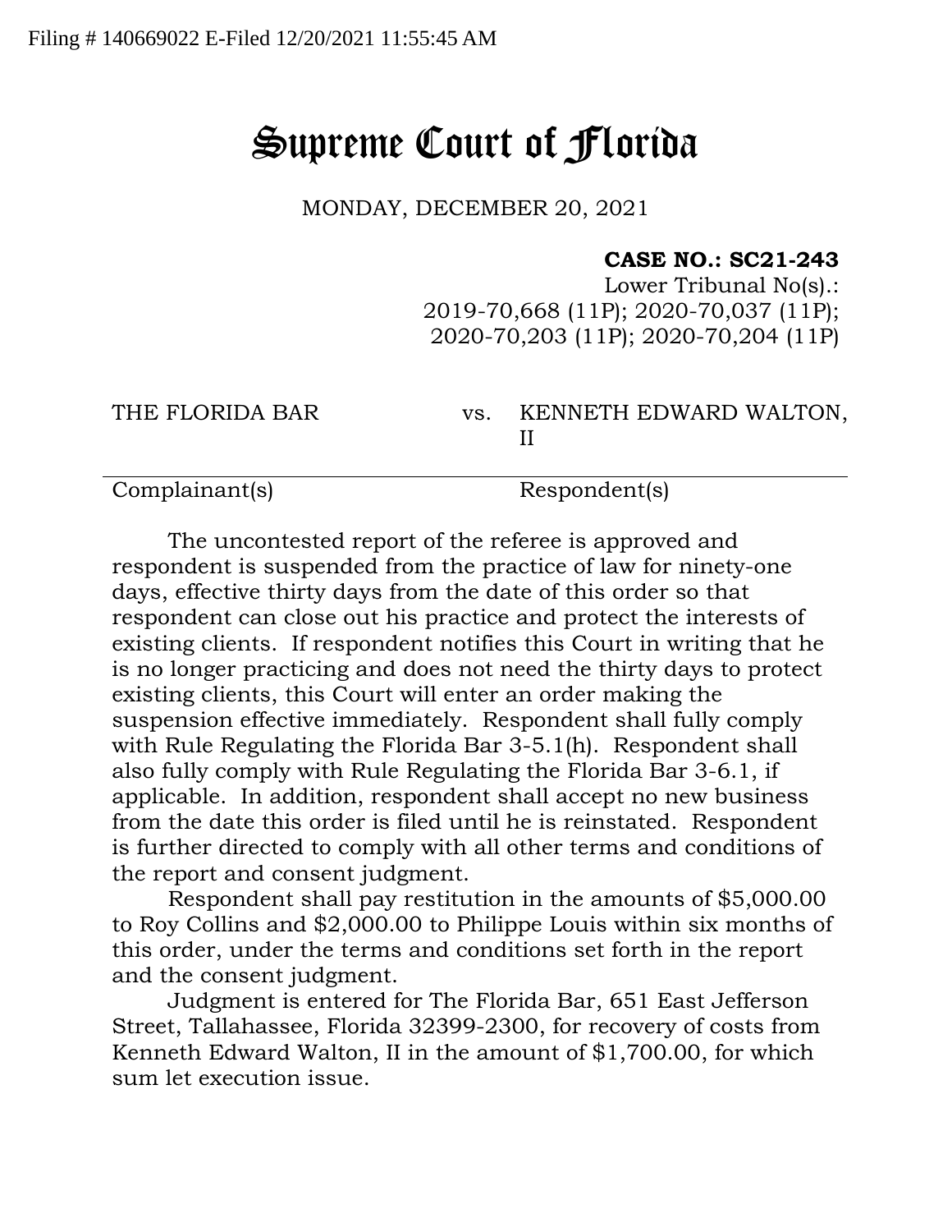Filing # 140669022 E-Filed 12/20/2021 11:55:45 AM

# Supreme Court of Florida

MONDAY, DECEMBER 20, 2021

**CASE NO.: SC21-243**

Lower Tribunal No(s).:
2019-70,668 (11P); 2020-70,037 (11P);
2020-70,203 (11P); 2020-70,204 (11P)

| THE FLORIDA BAR | vs. | KENNETH EDWARD WALTON, II |
|---|---|---|
| Complainant(s) | | Respondent(s) |

The uncontested report of the referee is approved and respondent is suspended from the practice of law for ninety-one days, effective thirty days from the date of this order so that respondent can close out his practice and protect the interests of existing clients. If respondent notifies this Court in writing that he is no longer practicing and does not need the thirty days to protect existing clients, this Court will enter an order making the suspension effective immediately. Respondent shall fully comply with Rule Regulating the Florida Bar 3-5.1(h). Respondent shall also fully comply with Rule Regulating the Florida Bar 3-6.1, if applicable. In addition, respondent shall accept no new business from the date this order is filed until he is reinstated. Respondent is further directed to comply with all other terms and conditions of the report and consent judgment.

Respondent shall pay restitution in the amounts of $5,000.00 to Roy Collins and $2,000.00 to Philippe Louis within six months of this order, under the terms and conditions set forth in the report and the consent judgment.

Judgment is entered for The Florida Bar, 651 East Jefferson Street, Tallahassee, Florida 32399-2300, for recovery of costs from Kenneth Edward Walton, II in the amount of $1,700.00, for which sum let execution issue.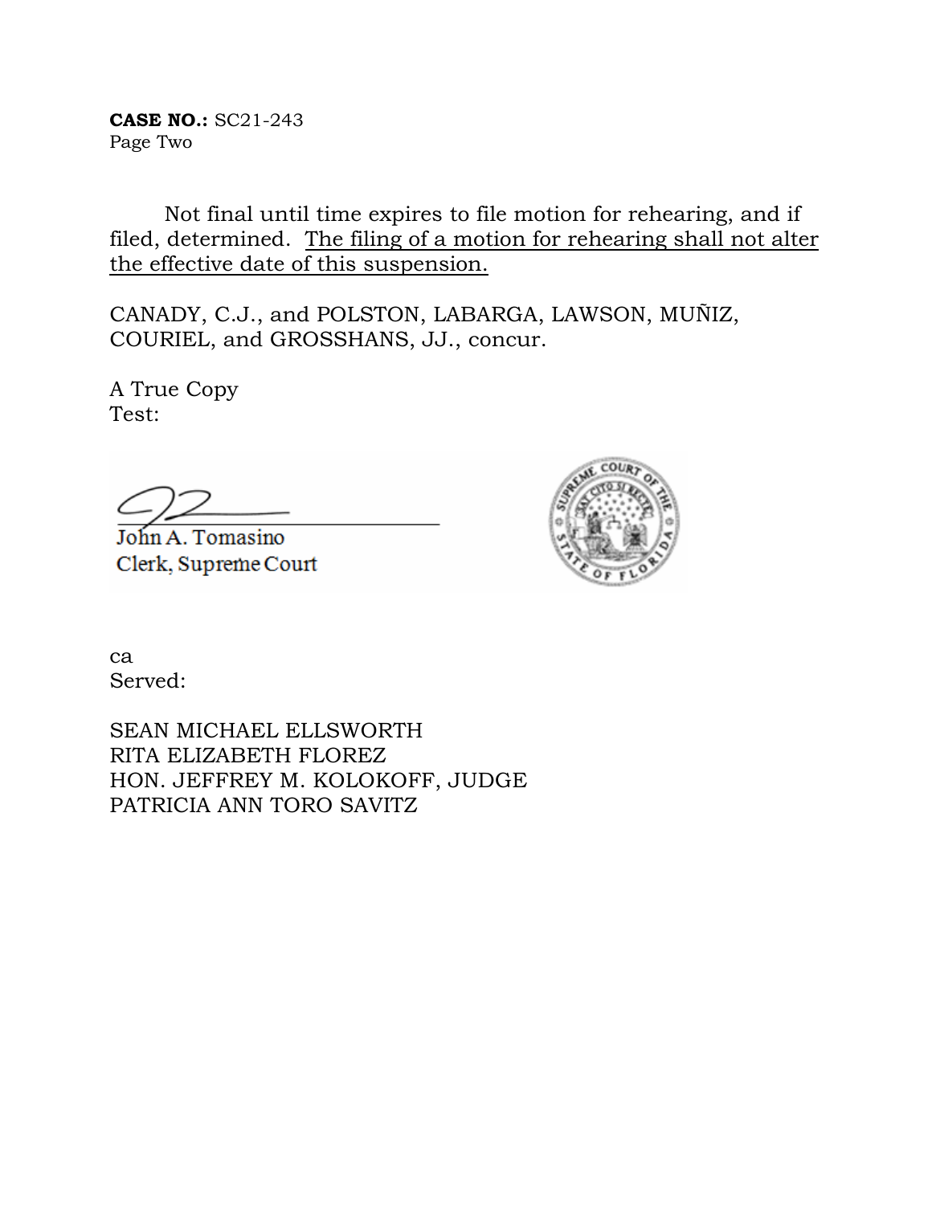**CASE NO.:** SC21-243
Page Two

Not final until time expires to file motion for rehearing, and if filed, determined. The filing of a motion for rehearing shall not alter the effective date of this suspension.

CANADY, C.J., and POLSTON, LABARGA, LAWSON, MUÑIZ, COURIEL, and GROSSHANS, JJ., concur.

A True Copy
Test:

John A. Tomasino
Clerk, Supreme Court

ca
Served:

SEAN MICHAEL ELLSWORTH
RITA ELIZABETH FLOREZ
HON. JEFFREY M. KOLOKOFF, JUDGE
PATRICIA ANN TORO SAVITZ